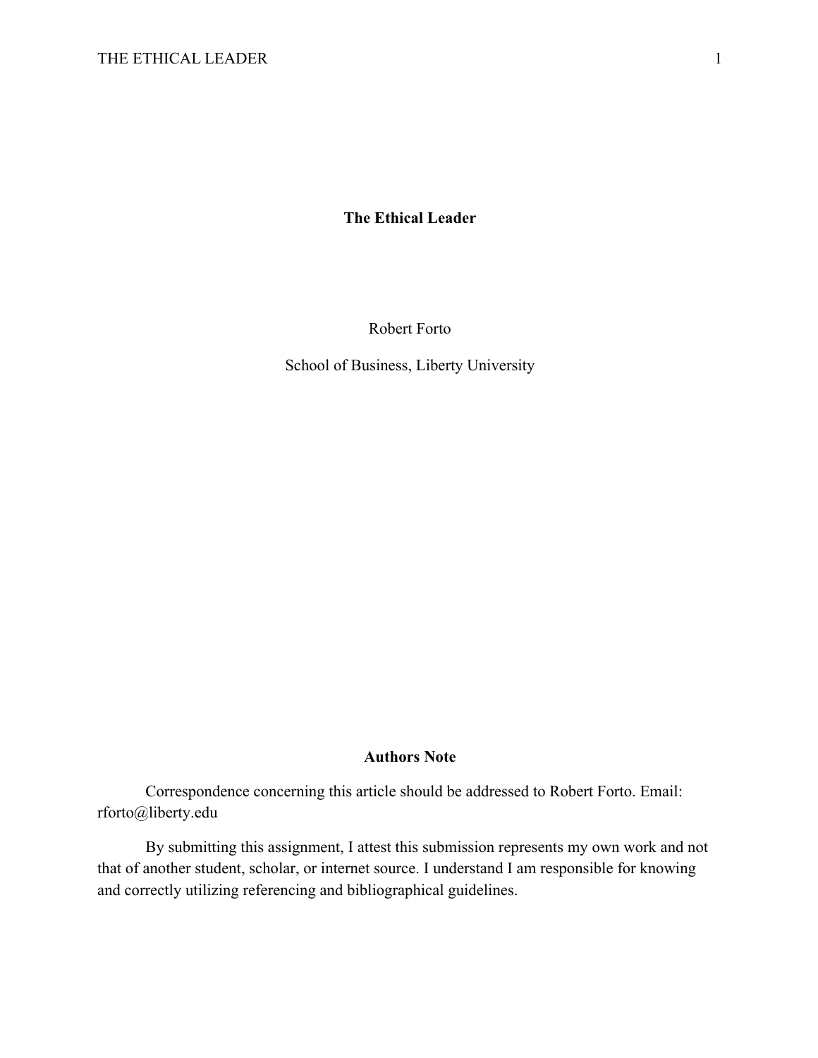# The Ethical Leader

Robert Forto

School of Business, Liberty University

## Authors Note

Correspondence concerning this article should be addressed to Robert Forto. Email: rforto@liberty.edu

By submitting this assignment, I attest this submission represents my own work and not that of another student, scholar, or internet source. I understand I am responsible for knowing and correctly utilizing referencing and bibliographical guidelines.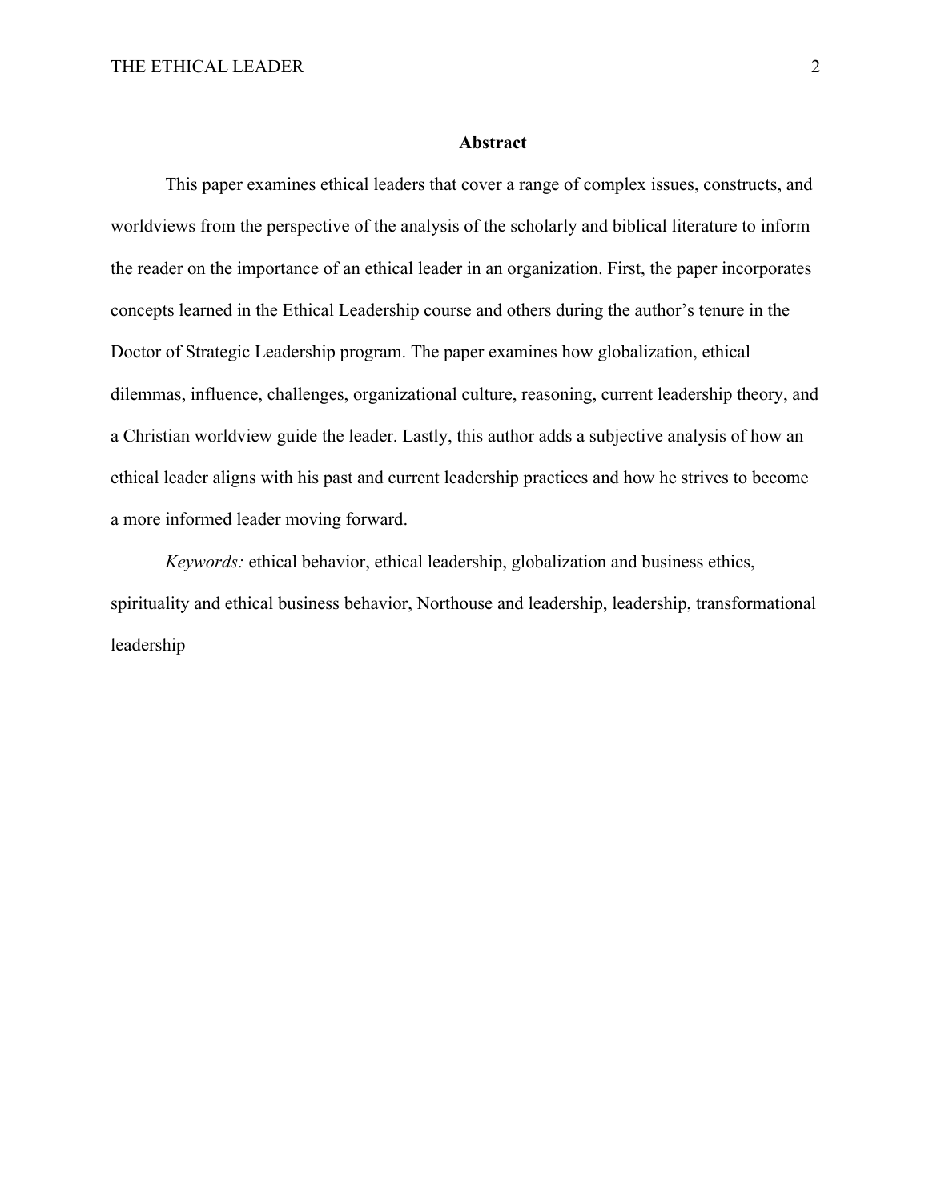## Abstract

This paper examines ethical leaders that cover a range of complex issues, constructs, and worldviews from the perspective of the analysis of the scholarly and biblical literature to inform the reader on the importance of an ethical leader in an organization. First, the paper incorporates concepts learned in the Ethical Leadership course and others during the author's tenure in the Doctor of Strategic Leadership program. The paper examines how globalization, ethical dilemmas, influence, challenges, organizational culture, reasoning, current leadership theory, and a Christian worldview guide the leader. Lastly, this author adds a subjective analysis of how an ethical leader aligns with his past and current leadership practices and how he strives to become a more informed leader moving forward.

*Keywords:* ethical behavior, ethical leadership, globalization and business ethics, spirituality and ethical business behavior, Northouse and leadership, leadership, transformational leadership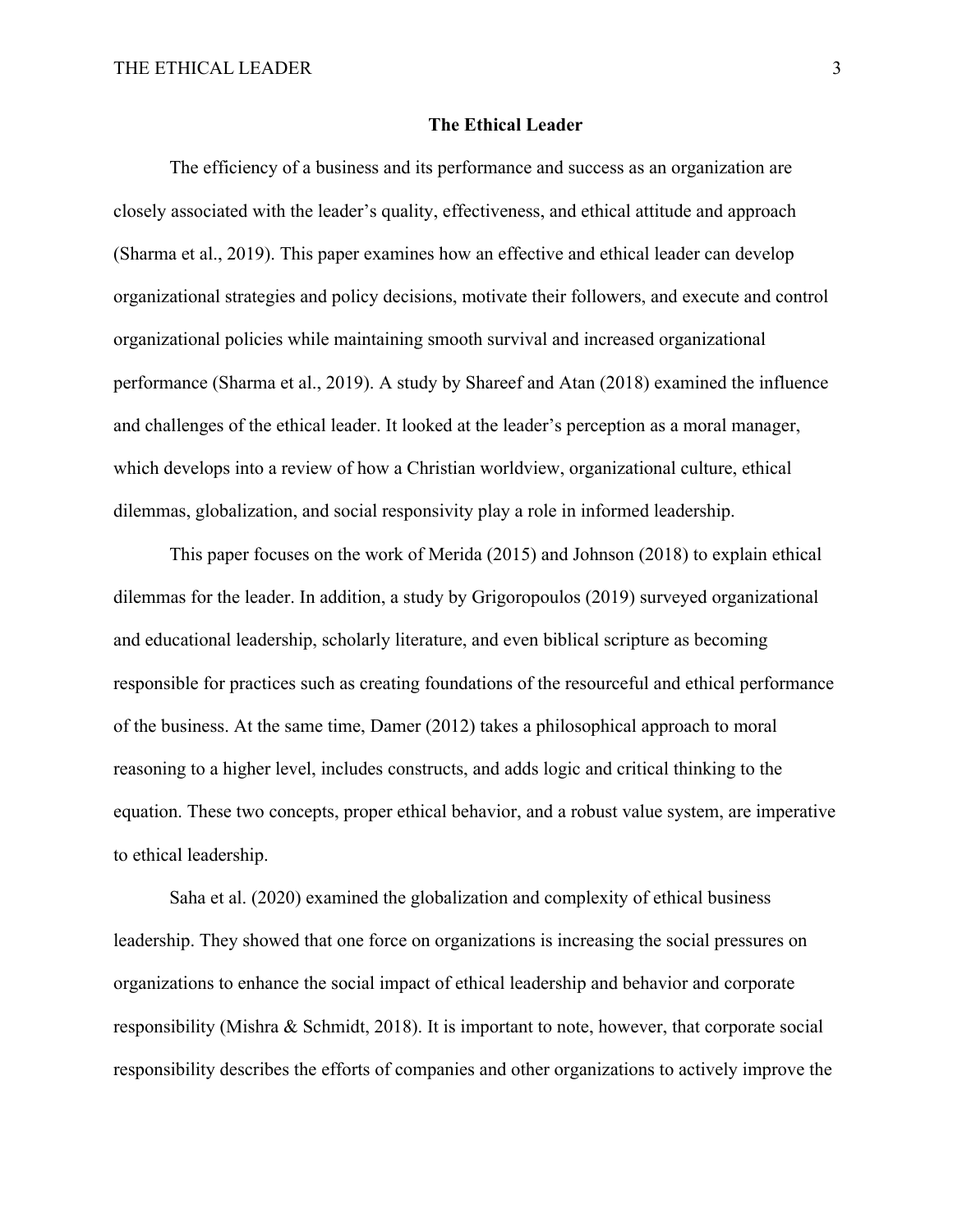# The Ethical Leader

The efficiency of a business and its performance and success as an organization are closely associated with the leader's quality, effectiveness, and ethical attitude and approach (Sharma et al., 2019). This paper examines how an effective and ethical leader can develop organizational strategies and policy decisions, motivate their followers, and execute and control organizational policies while maintaining smooth survival and increased organizational performance (Sharma et al., 2019). A study by Shareef and Atan (2018) examined the influence and challenges of the ethical leader. It looked at the leader's perception as a moral manager, which develops into a review of how a Christian worldview, organizational culture, ethical dilemmas, globalization, and social responsivity play a role in informed leadership.

This paper focuses on the work of Merida (2015) and Johnson (2018) to explain ethical dilemmas for the leader. In addition, a study by Grigoropoulos (2019) surveyed organizational and educational leadership, scholarly literature, and even biblical scripture as becoming responsible for practices such as creating foundations of the resourceful and ethical performance of the business. At the same time, Damer (2012) takes a philosophical approach to moral reasoning to a higher level, includes constructs, and adds logic and critical thinking to the equation. These two concepts, proper ethical behavior, and a robust value system, are imperative to ethical leadership.

Saha et al. (2020) examined the globalization and complexity of ethical business leadership. They showed that one force on organizations is increasing the social pressures on organizations to enhance the social impact of ethical leadership and behavior and corporate responsibility (Mishra & Schmidt, 2018). It is important to note, however, that corporate social responsibility describes the efforts of companies and other organizations to actively improve the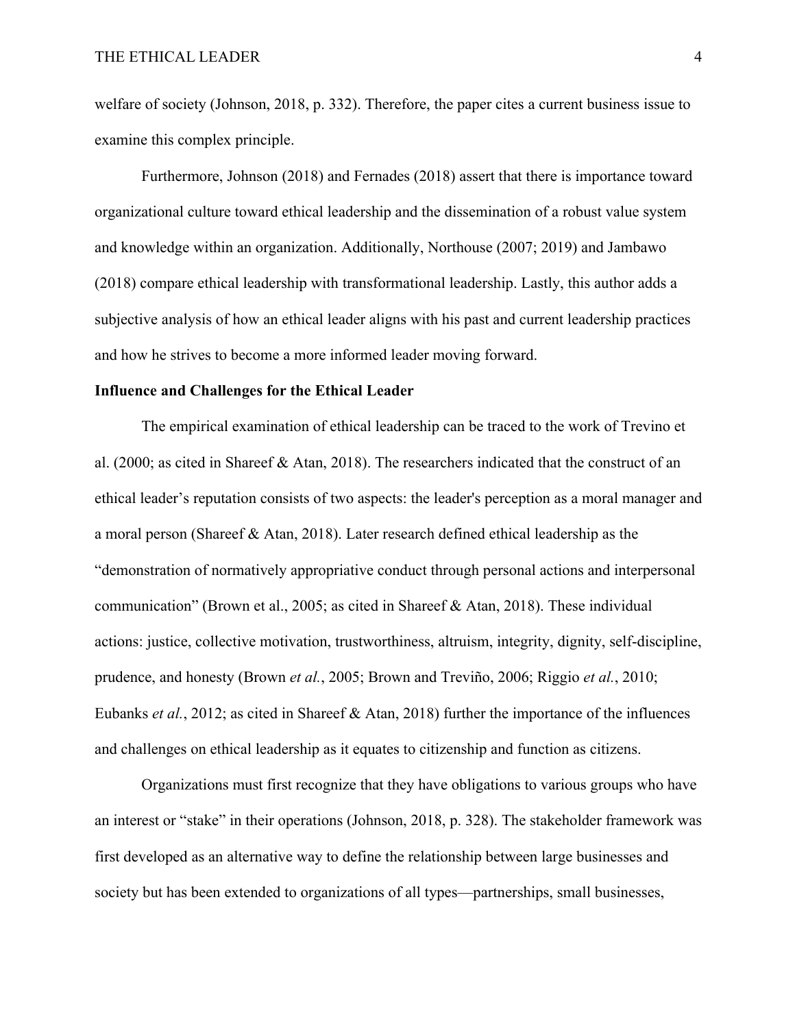welfare of society (Johnson, 2018, p. 332). Therefore, the paper cites a current business issue to examine this complex principle.

Furthermore, Johnson (2018) and Fernades (2018) assert that there is importance toward organizational culture toward ethical leadership and the dissemination of a robust value system and knowledge within an organization. Additionally, Northouse (2007; 2019) and Jambawo (2018) compare ethical leadership with transformational leadership. Lastly, this author adds a subjective analysis of how an ethical leader aligns with his past and current leadership practices and how he strives to become a more informed leader moving forward.

**Influence and Challenges for the Ethical Leader**

The empirical examination of ethical leadership can be traced to the work of Trevino et al. (2000; as cited in Shareef & Atan, 2018). The researchers indicated that the construct of an ethical leader's reputation consists of two aspects: the leader's perception as a moral manager and a moral person (Shareef & Atan, 2018). Later research defined ethical leadership as the "demonstration of normatively appropriative conduct through personal actions and interpersonal communication" (Brown et al., 2005; as cited in Shareef & Atan, 2018). These individual actions: justice, collective motivation, trustworthiness, altruism, integrity, dignity, self-discipline, prudence, and honesty (Brown *et al.*, 2005; Brown and Treviño, 2006; Riggio *et al.*, 2010; Eubanks *et al.*, 2012; as cited in Shareef & Atan, 2018) further the importance of the influences and challenges on ethical leadership as it equates to citizenship and function as citizens.

Organizations must first recognize that they have obligations to various groups who have an interest or "stake" in their operations (Johnson, 2018, p. 328). The stakeholder framework was first developed as an alternative way to define the relationship between large businesses and society but has been extended to organizations of all types—partnerships, small businesses,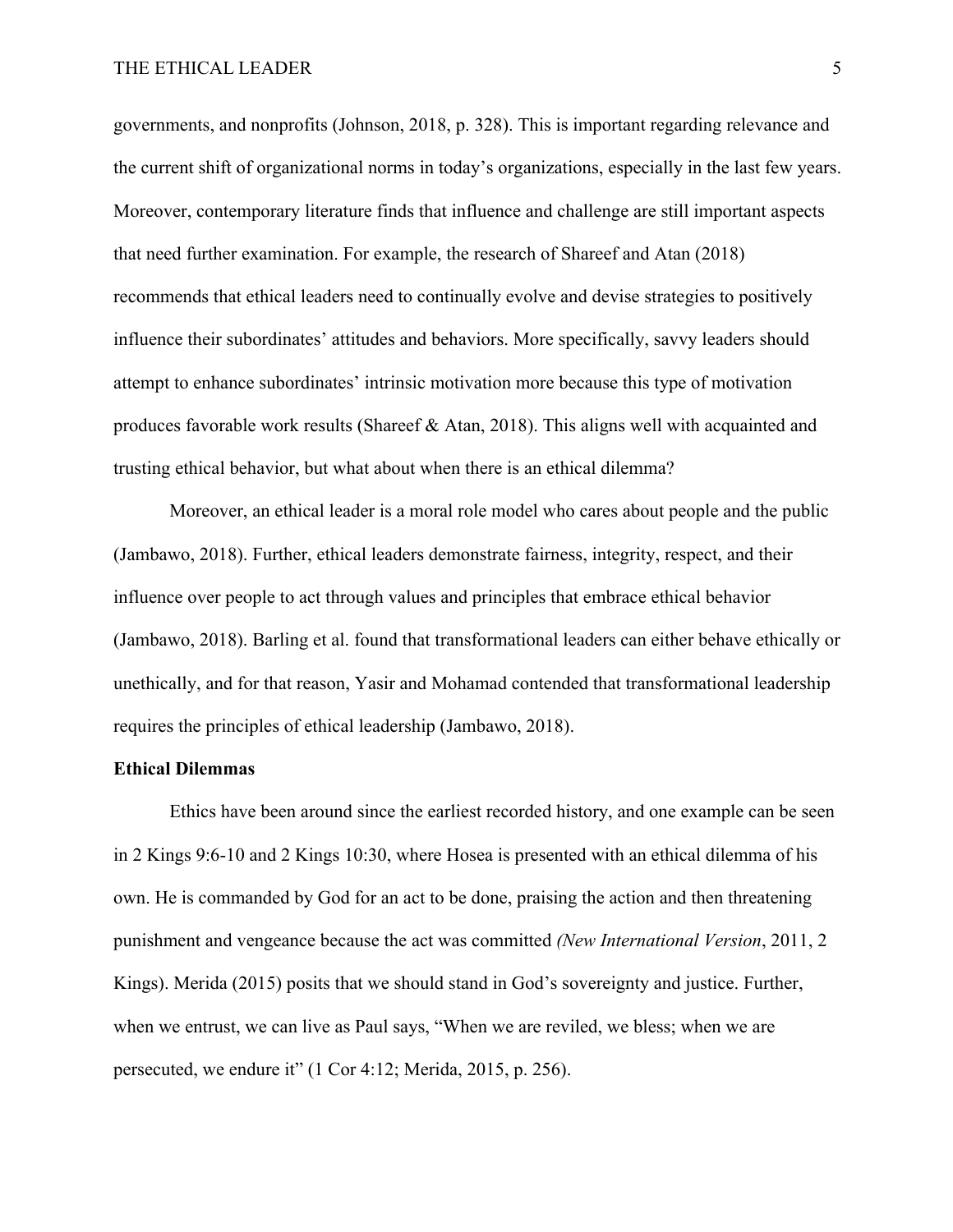governments, and nonprofits (Johnson, 2018, p. 328). This is important regarding relevance and the current shift of organizational norms in today's organizations, especially in the last few years. Moreover, contemporary literature finds that influence and challenge are still important aspects that need further examination. For example, the research of Shareef and Atan (2018) recommends that ethical leaders need to continually evolve and devise strategies to positively influence their subordinates' attitudes and behaviors. More specifically, savvy leaders should attempt to enhance subordinates' intrinsic motivation more because this type of motivation produces favorable work results (Shareef & Atan, 2018). This aligns well with acquainted and trusting ethical behavior, but what about when there is an ethical dilemma?

Moreover, an ethical leader is a moral role model who cares about people and the public (Jambawo, 2018). Further, ethical leaders demonstrate fairness, integrity, respect, and their influence over people to act through values and principles that embrace ethical behavior (Jambawo, 2018). Barling et al. found that transformational leaders can either behave ethically or unethically, and for that reason, Yasir and Mohamad contended that transformational leadership requires the principles of ethical leadership (Jambawo, 2018).

**Ethical Dilemmas**

Ethics have been around since the earliest recorded history, and one example can be seen in 2 Kings 9:6-10 and 2 Kings 10:30, where Hosea is presented with an ethical dilemma of his own. He is commanded by God for an act to be done, praising the action and then threatening punishment and vengeance because the act was committed *(New International Version*, 2011, 2 Kings). Merida (2015) posits that we should stand in God's sovereignty and justice. Further, when we entrust, we can live as Paul says, "When we are reviled, we bless; when we are persecuted, we endure it" (1 Cor 4:12; Merida, 2015, p. 256).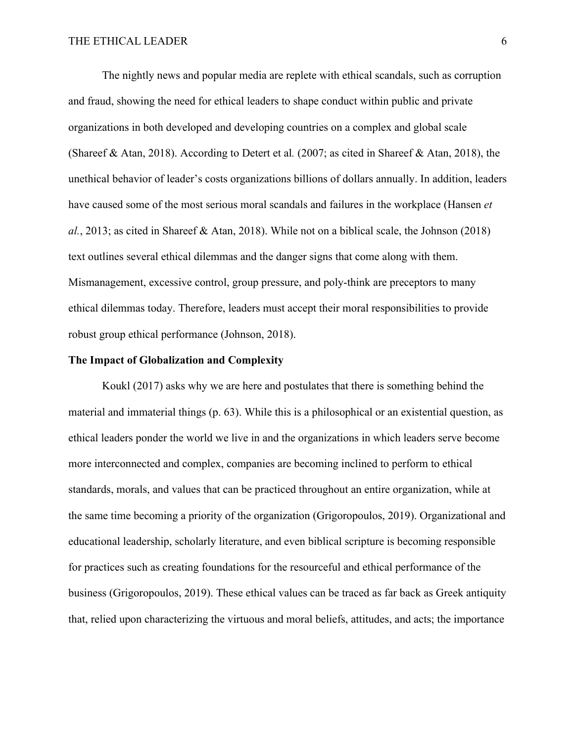The nightly news and popular media are replete with ethical scandals, such as corruption and fraud, showing the need for ethical leaders to shape conduct within public and private organizations in both developed and developing countries on a complex and global scale (Shareef & Atan, 2018). According to Detert et al*.* (2007; as cited in Shareef & Atan, 2018), the unethical behavior of leader's costs organizations billions of dollars annually. In addition, leaders have caused some of the most serious moral scandals and failures in the workplace (Hansen *et al.*, 2013; as cited in Shareef & Atan, 2018). While not on a biblical scale, the Johnson (2018) text outlines several ethical dilemmas and the danger signs that come along with them. Mismanagement, excessive control, group pressure, and poly-think are preceptors to many ethical dilemmas today. Therefore, leaders must accept their moral responsibilities to provide robust group ethical performance (Johnson, 2018).

**The Impact of Globalization and Complexity**

Koukl (2017) asks why we are here and postulates that there is something behind the material and immaterial things (p. 63). While this is a philosophical or an existential question, as ethical leaders ponder the world we live in and the organizations in which leaders serve become more interconnected and complex, companies are becoming inclined to perform to ethical standards, morals, and values that can be practiced throughout an entire organization, while at the same time becoming a priority of the organization (Grigoropoulos, 2019). Organizational and educational leadership, scholarly literature, and even biblical scripture is becoming responsible for practices such as creating foundations for the resourceful and ethical performance of the business (Grigoropoulos, 2019). These ethical values can be traced as far back as Greek antiquity that, relied upon characterizing the virtuous and moral beliefs, attitudes, and acts; the importance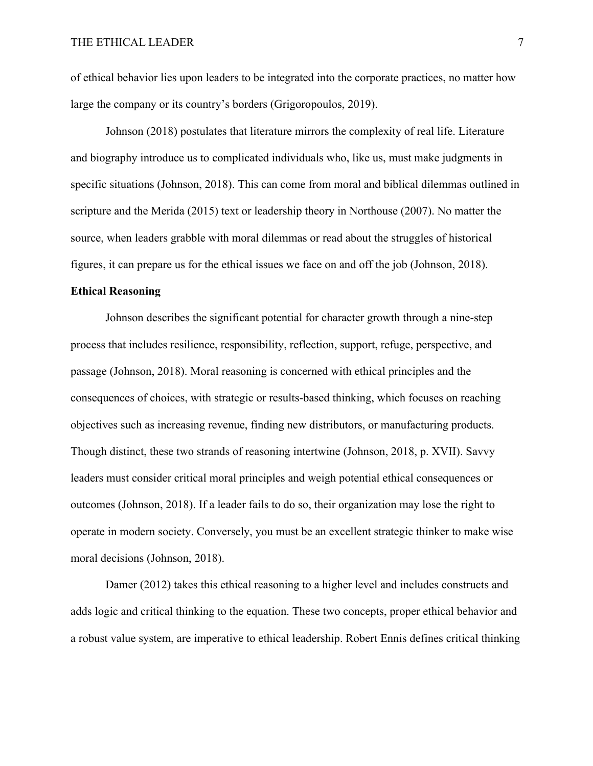of ethical behavior lies upon leaders to be integrated into the corporate practices, no matter how large the company or its country's borders (Grigoropoulos, 2019).

Johnson (2018) postulates that literature mirrors the complexity of real life. Literature and biography introduce us to complicated individuals who, like us, must make judgments in specific situations (Johnson, 2018). This can come from moral and biblical dilemmas outlined in scripture and the Merida (2015) text or leadership theory in Northouse (2007). No matter the source, when leaders grabble with moral dilemmas or read about the struggles of historical figures, it can prepare us for the ethical issues we face on and off the job (Johnson, 2018).

**Ethical Reasoning**

Johnson describes the significant potential for character growth through a nine-step process that includes resilience, responsibility, reflection, support, refuge, perspective, and passage (Johnson, 2018). Moral reasoning is concerned with ethical principles and the consequences of choices, with strategic or results-based thinking, which focuses on reaching objectives such as increasing revenue, finding new distributors, or manufacturing products. Though distinct, these two strands of reasoning intertwine (Johnson, 2018, p. XVII). Savvy leaders must consider critical moral principles and weigh potential ethical consequences or outcomes (Johnson, 2018). If a leader fails to do so, their organization may lose the right to operate in modern society. Conversely, you must be an excellent strategic thinker to make wise moral decisions (Johnson, 2018).

Damer (2012) takes this ethical reasoning to a higher level and includes constructs and adds logic and critical thinking to the equation. These two concepts, proper ethical behavior and a robust value system, are imperative to ethical leadership. Robert Ennis defines critical thinking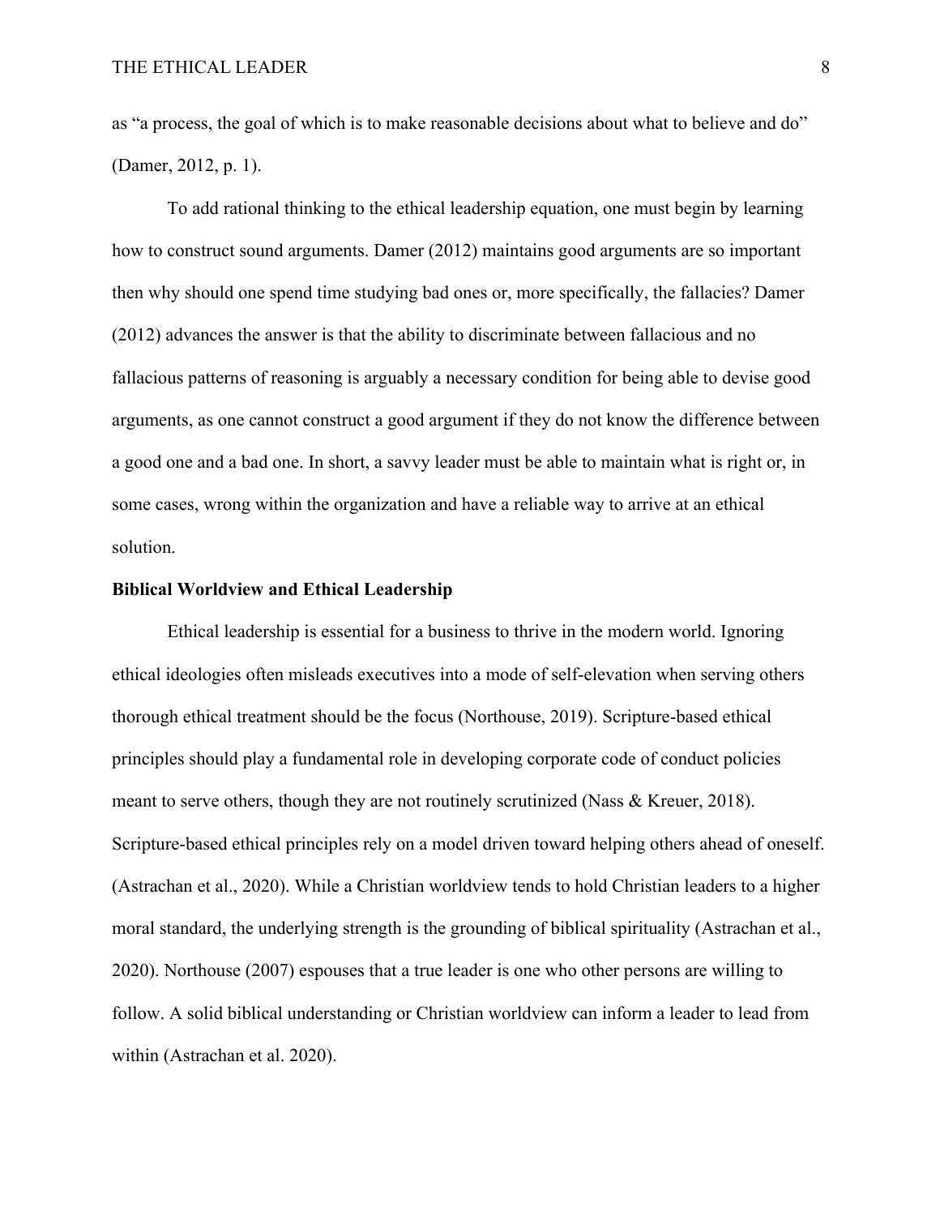as "a process, the goal of which is to make reasonable decisions about what to believe and do" (Damer, 2012, p. 1).

To add rational thinking to the ethical leadership equation, one must begin by learning how to construct sound arguments. Damer (2012) maintains good arguments are so important then why should one spend time studying bad ones or, more specifically, the fallacies? Damer (2012) advances the answer is that the ability to discriminate between fallacious and no fallacious patterns of reasoning is arguably a necessary condition for being able to devise good arguments, as one cannot construct a good argument if they do not know the difference between a good one and a bad one. In short, a savvy leader must be able to maintain what is right or, in some cases, wrong within the organization and have a reliable way to arrive at an ethical solution.

**Biblical Worldview and Ethical Leadership**

Ethical leadership is essential for a business to thrive in the modern world. Ignoring ethical ideologies often misleads executives into a mode of self-elevation when serving others thorough ethical treatment should be the focus (Northouse, 2019). Scripture-based ethical principles should play a fundamental role in developing corporate code of conduct policies meant to serve others, though they are not routinely scrutinized (Nass & Kreuer, 2018). Scripture-based ethical principles rely on a model driven toward helping others ahead of oneself. (Astrachan et al., 2020). While a Christian worldview tends to hold Christian leaders to a higher moral standard, the underlying strength is the grounding of biblical spirituality (Astrachan et al., 2020). Northouse (2007) espouses that a true leader is one who other persons are willing to follow. A solid biblical understanding or Christian worldview can inform a leader to lead from within (Astrachan et al. 2020).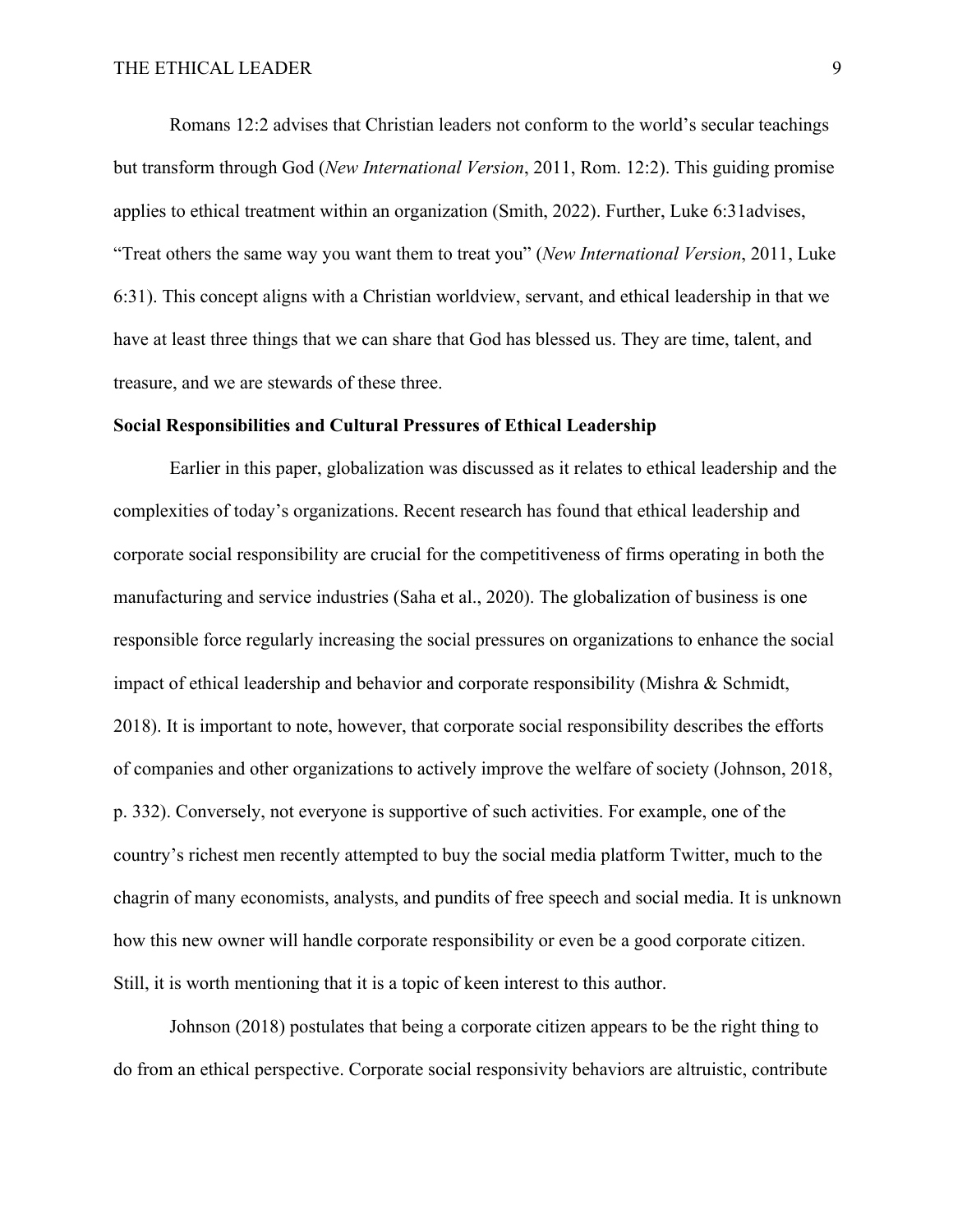Romans 12:2 advises that Christian leaders not conform to the world's secular teachings but transform through God (*New International Version*, 2011, Rom. 12:2). This guiding promise applies to ethical treatment within an organization (Smith, 2022). Further, Luke 6:31advises, "Treat others the same way you want them to treat you" (*New International Version*, 2011, Luke 6:31). This concept aligns with a Christian worldview, servant, and ethical leadership in that we have at least three things that we can share that God has blessed us. They are time, talent, and treasure, and we are stewards of these three.

**Social Responsibilities and Cultural Pressures of Ethical Leadership**

Earlier in this paper, globalization was discussed as it relates to ethical leadership and the complexities of today's organizations. Recent research has found that ethical leadership and corporate social responsibility are crucial for the competitiveness of firms operating in both the manufacturing and service industries (Saha et al., 2020). The globalization of business is one responsible force regularly increasing the social pressures on organizations to enhance the social impact of ethical leadership and behavior and corporate responsibility (Mishra & Schmidt, 2018). It is important to note, however, that corporate social responsibility describes the efforts of companies and other organizations to actively improve the welfare of society (Johnson, 2018, p. 332). Conversely, not everyone is supportive of such activities. For example, one of the country's richest men recently attempted to buy the social media platform Twitter, much to the chagrin of many economists, analysts, and pundits of free speech and social media. It is unknown how this new owner will handle corporate responsibility or even be a good corporate citizen. Still, it is worth mentioning that it is a topic of keen interest to this author.

Johnson (2018) postulates that being a corporate citizen appears to be the right thing to do from an ethical perspective. Corporate social responsivity behaviors are altruistic, contribute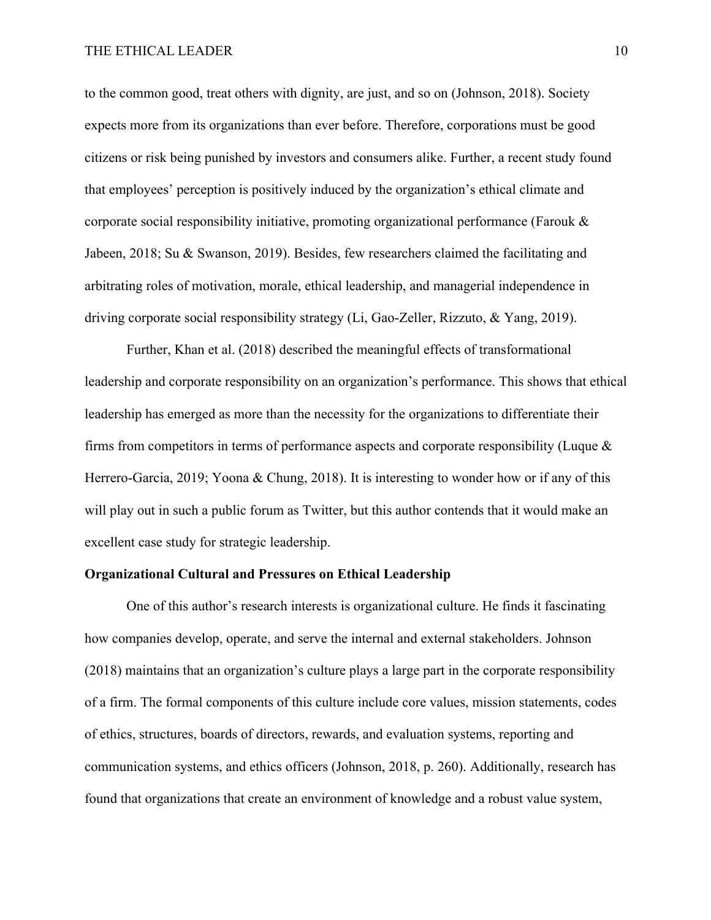to the common good, treat others with dignity, are just, and so on (Johnson, 2018). Society expects more from its organizations than ever before. Therefore, corporations must be good citizens or risk being punished by investors and consumers alike. Further, a recent study found that employees' perception is positively induced by the organization's ethical climate and corporate social responsibility initiative, promoting organizational performance (Farouk & Jabeen, 2018; Su & Swanson, 2019). Besides, few researchers claimed the facilitating and arbitrating roles of motivation, morale, ethical leadership, and managerial independence in driving corporate social responsibility strategy (Li, Gao-Zeller, Rizzuto, & Yang, 2019).

Further, Khan et al. (2018) described the meaningful effects of transformational leadership and corporate responsibility on an organization's performance. This shows that ethical leadership has emerged as more than the necessity for the organizations to differentiate their firms from competitors in terms of performance aspects and corporate responsibility (Luque & Herrero-Garcia, 2019; Yoona & Chung, 2018). It is interesting to wonder how or if any of this will play out in such a public forum as Twitter, but this author contends that it would make an excellent case study for strategic leadership.

**Organizational Cultural and Pressures on Ethical Leadership**

One of this author's research interests is organizational culture. He finds it fascinating how companies develop, operate, and serve the internal and external stakeholders. Johnson (2018) maintains that an organization's culture plays a large part in the corporate responsibility of a firm. The formal components of this culture include core values, mission statements, codes of ethics, structures, boards of directors, rewards, and evaluation systems, reporting and communication systems, and ethics officers (Johnson, 2018, p. 260). Additionally, research has found that organizations that create an environment of knowledge and a robust value system,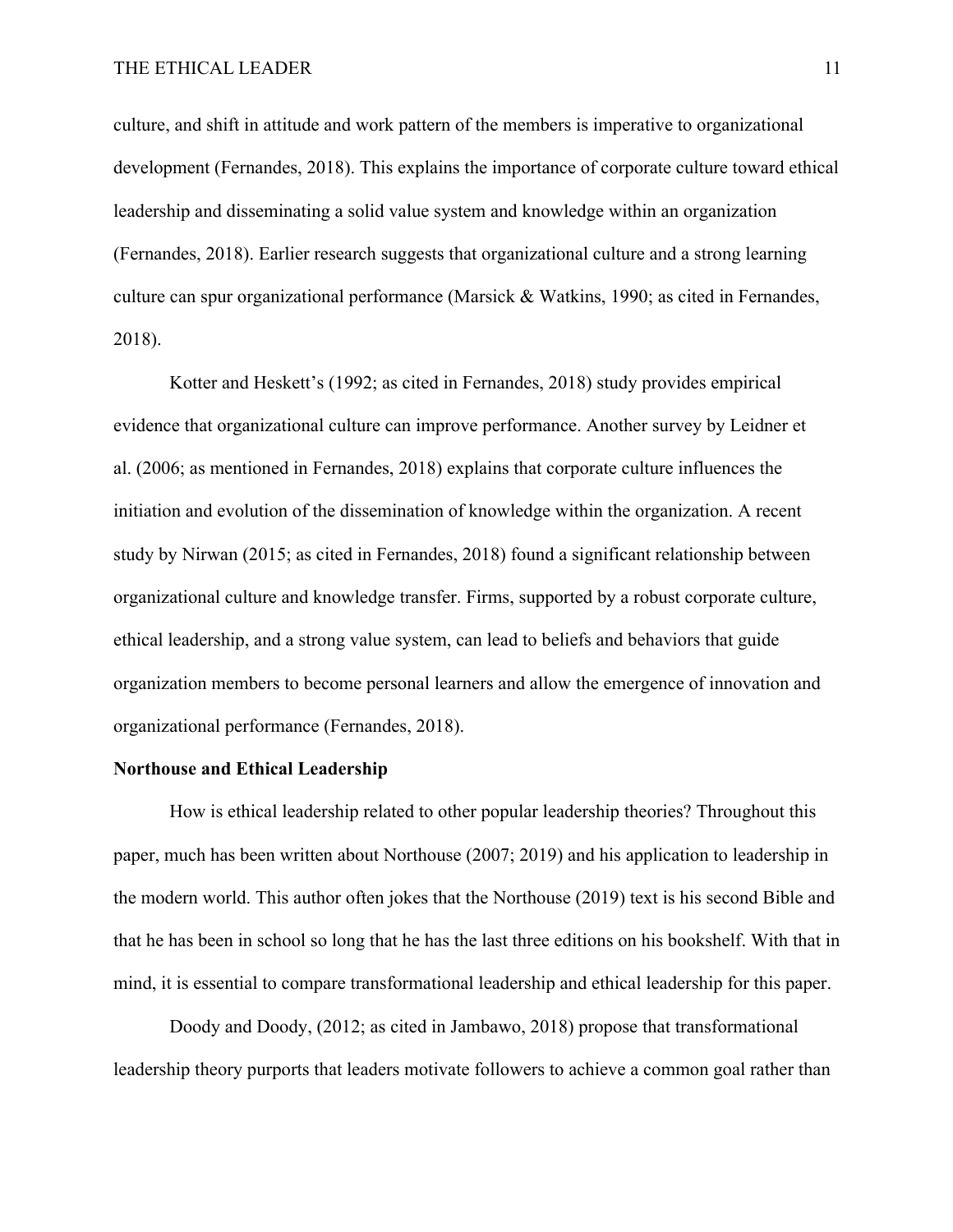culture, and shift in attitude and work pattern of the members is imperative to organizational development (Fernandes, 2018). This explains the importance of corporate culture toward ethical leadership and disseminating a solid value system and knowledge within an organization (Fernandes, 2018). Earlier research suggests that organizational culture and a strong learning culture can spur organizational performance (Marsick & Watkins, 1990; as cited in Fernandes, 2018).

Kotter and Heskett's (1992; as cited in Fernandes, 2018) study provides empirical evidence that organizational culture can improve performance. Another survey by Leidner et al. (2006; as mentioned in Fernandes, 2018) explains that corporate culture influences the initiation and evolution of the dissemination of knowledge within the organization. A recent study by Nirwan (2015; as cited in Fernandes, 2018) found a significant relationship between organizational culture and knowledge transfer. Firms, supported by a robust corporate culture, ethical leadership, and a strong value system, can lead to beliefs and behaviors that guide organization members to become personal learners and allow the emergence of innovation and organizational performance (Fernandes, 2018).

**Northouse and Ethical Leadership**

How is ethical leadership related to other popular leadership theories? Throughout this paper, much has been written about Northouse (2007; 2019) and his application to leadership in the modern world. This author often jokes that the Northouse (2019) text is his second Bible and that he has been in school so long that he has the last three editions on his bookshelf. With that in mind, it is essential to compare transformational leadership and ethical leadership for this paper.

Doody and Doody, (2012; as cited in Jambawo, 2018) propose that transformational leadership theory purports that leaders motivate followers to achieve a common goal rather than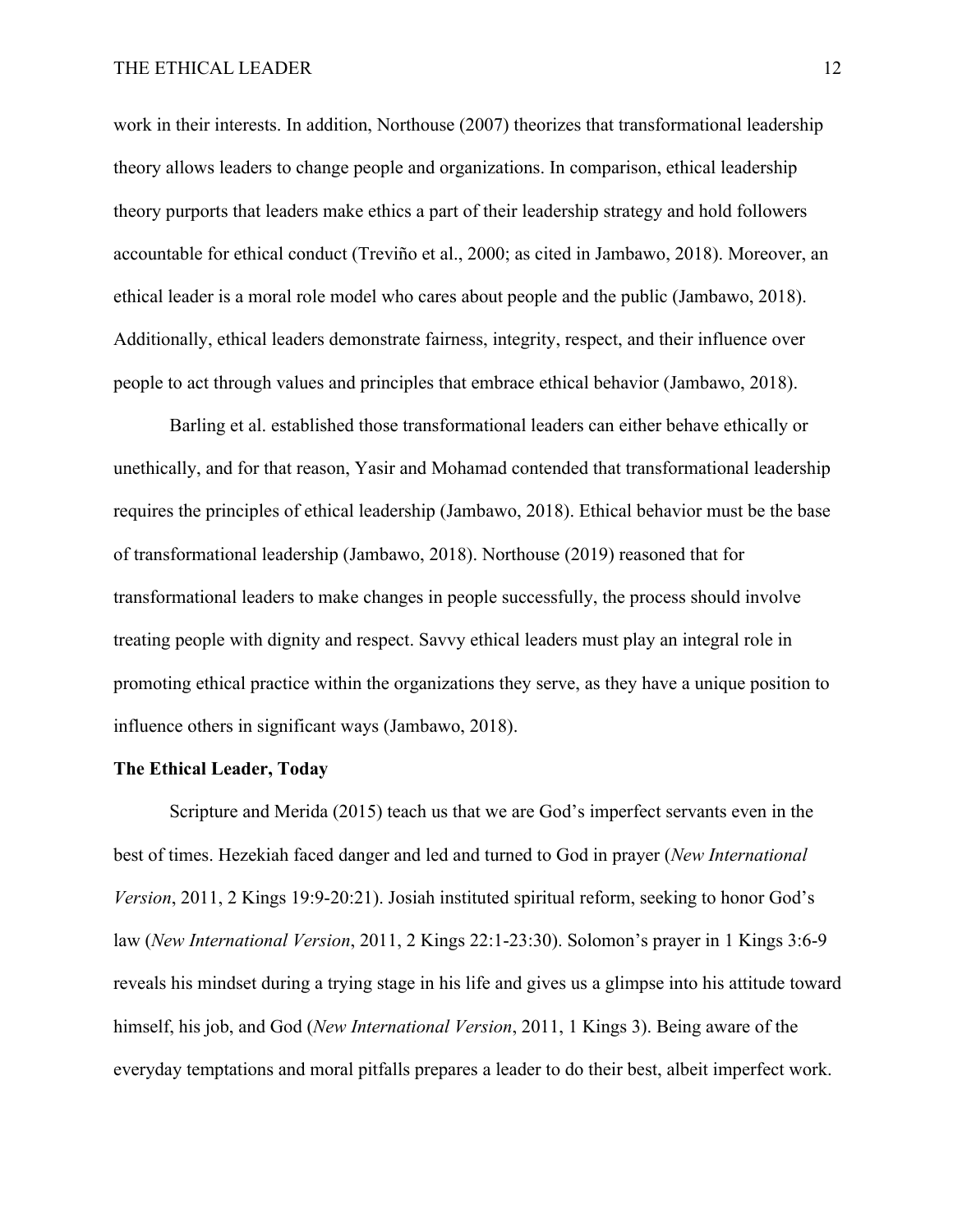work in their interests. In addition, Northouse (2007) theorizes that transformational leadership theory allows leaders to change people and organizations. In comparison, ethical leadership theory purports that leaders make ethics a part of their leadership strategy and hold followers accountable for ethical conduct (Treviño et al., 2000; as cited in Jambawo, 2018). Moreover, an ethical leader is a moral role model who cares about people and the public (Jambawo, 2018). Additionally, ethical leaders demonstrate fairness, integrity, respect, and their influence over people to act through values and principles that embrace ethical behavior (Jambawo, 2018).

Barling et al. established those transformational leaders can either behave ethically or unethically, and for that reason, Yasir and Mohamad contended that transformational leadership requires the principles of ethical leadership (Jambawo, 2018). Ethical behavior must be the base of transformational leadership (Jambawo, 2018). Northouse (2019) reasoned that for transformational leaders to make changes in people successfully, the process should involve treating people with dignity and respect. Savvy ethical leaders must play an integral role in promoting ethical practice within the organizations they serve, as they have a unique position to influence others in significant ways (Jambawo, 2018).

**The Ethical Leader, Today**

Scripture and Merida (2015) teach us that we are God's imperfect servants even in the best of times. Hezekiah faced danger and led and turned to God in prayer (*New International Version*, 2011, 2 Kings 19:9-20:21). Josiah instituted spiritual reform, seeking to honor God's law (*New International Version*, 2011, 2 Kings 22:1-23:30). Solomon's prayer in 1 Kings 3:6-9 reveals his mindset during a trying stage in his life and gives us a glimpse into his attitude toward himself, his job, and God (*New International Version*, 2011, 1 Kings 3). Being aware of the everyday temptations and moral pitfalls prepares a leader to do their best, albeit imperfect work.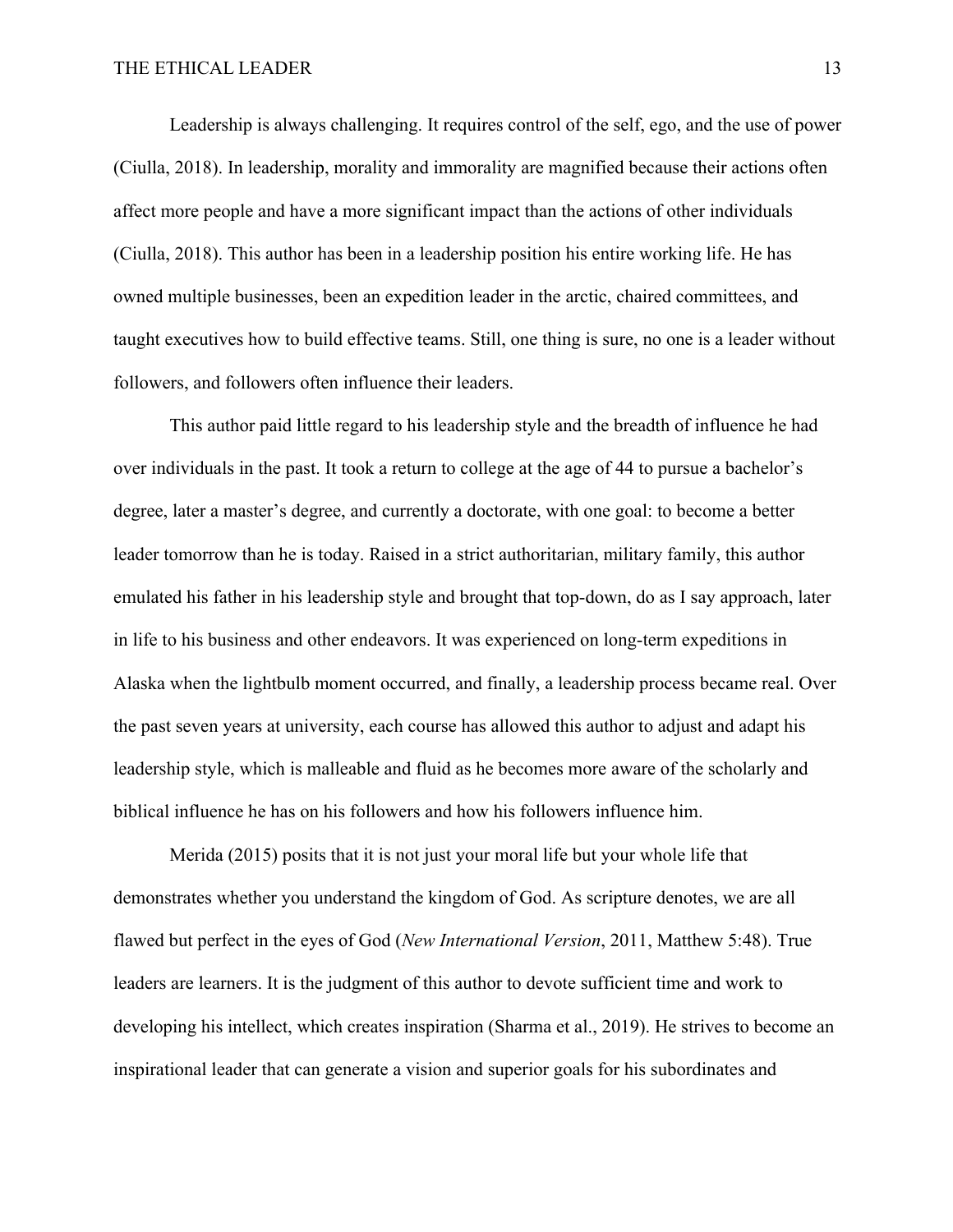Leadership is always challenging. It requires control of the self, ego, and the use of power (Ciulla, 2018). In leadership, morality and immorality are magnified because their actions often affect more people and have a more significant impact than the actions of other individuals (Ciulla, 2018). This author has been in a leadership position his entire working life. He has owned multiple businesses, been an expedition leader in the arctic, chaired committees, and taught executives how to build effective teams. Still, one thing is sure, no one is a leader without followers, and followers often influence their leaders.

This author paid little regard to his leadership style and the breadth of influence he had over individuals in the past. It took a return to college at the age of 44 to pursue a bachelor's degree, later a master's degree, and currently a doctorate, with one goal: to become a better leader tomorrow than he is today. Raised in a strict authoritarian, military family, this author emulated his father in his leadership style and brought that top-down, do as I say approach, later in life to his business and other endeavors. It was experienced on long-term expeditions in Alaska when the lightbulb moment occurred, and finally, a leadership process became real. Over the past seven years at university, each course has allowed this author to adjust and adapt his leadership style, which is malleable and fluid as he becomes more aware of the scholarly and biblical influence he has on his followers and how his followers influence him.

Merida (2015) posits that it is not just your moral life but your whole life that demonstrates whether you understand the kingdom of God. As scripture denotes, we are all flawed but perfect in the eyes of God (*New International Version*, 2011, Matthew 5:48). True leaders are learners. It is the judgment of this author to devote sufficient time and work to developing his intellect, which creates inspiration (Sharma et al., 2019). He strives to become an inspirational leader that can generate a vision and superior goals for his subordinates and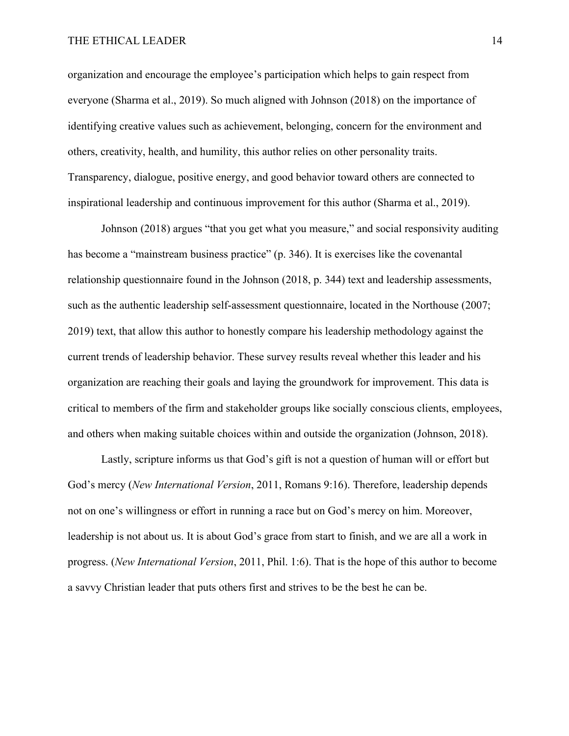organization and encourage the employee's participation which helps to gain respect from everyone (Sharma et al., 2019). So much aligned with Johnson (2018) on the importance of identifying creative values such as achievement, belonging, concern for the environment and others, creativity, health, and humility, this author relies on other personality traits. Transparency, dialogue, positive energy, and good behavior toward others are connected to inspirational leadership and continuous improvement for this author (Sharma et al., 2019).

Johnson (2018) argues "that you get what you measure," and social responsivity auditing has become a "mainstream business practice" (p. 346). It is exercises like the covenantal relationship questionnaire found in the Johnson (2018, p. 344) text and leadership assessments, such as the authentic leadership self-assessment questionnaire, located in the Northouse (2007; 2019) text, that allow this author to honestly compare his leadership methodology against the current trends of leadership behavior. These survey results reveal whether this leader and his organization are reaching their goals and laying the groundwork for improvement. This data is critical to members of the firm and stakeholder groups like socially conscious clients, employees, and others when making suitable choices within and outside the organization (Johnson, 2018).

Lastly, scripture informs us that God's gift is not a question of human will or effort but God's mercy (*New International Version*, 2011, Romans 9:16). Therefore, leadership depends not on one's willingness or effort in running a race but on God's mercy on him. Moreover, leadership is not about us. It is about God's grace from start to finish, and we are all a work in progress. (*New International Version*, 2011, Phil. 1:6). That is the hope of this author to become a savvy Christian leader that puts others first and strives to be the best he can be.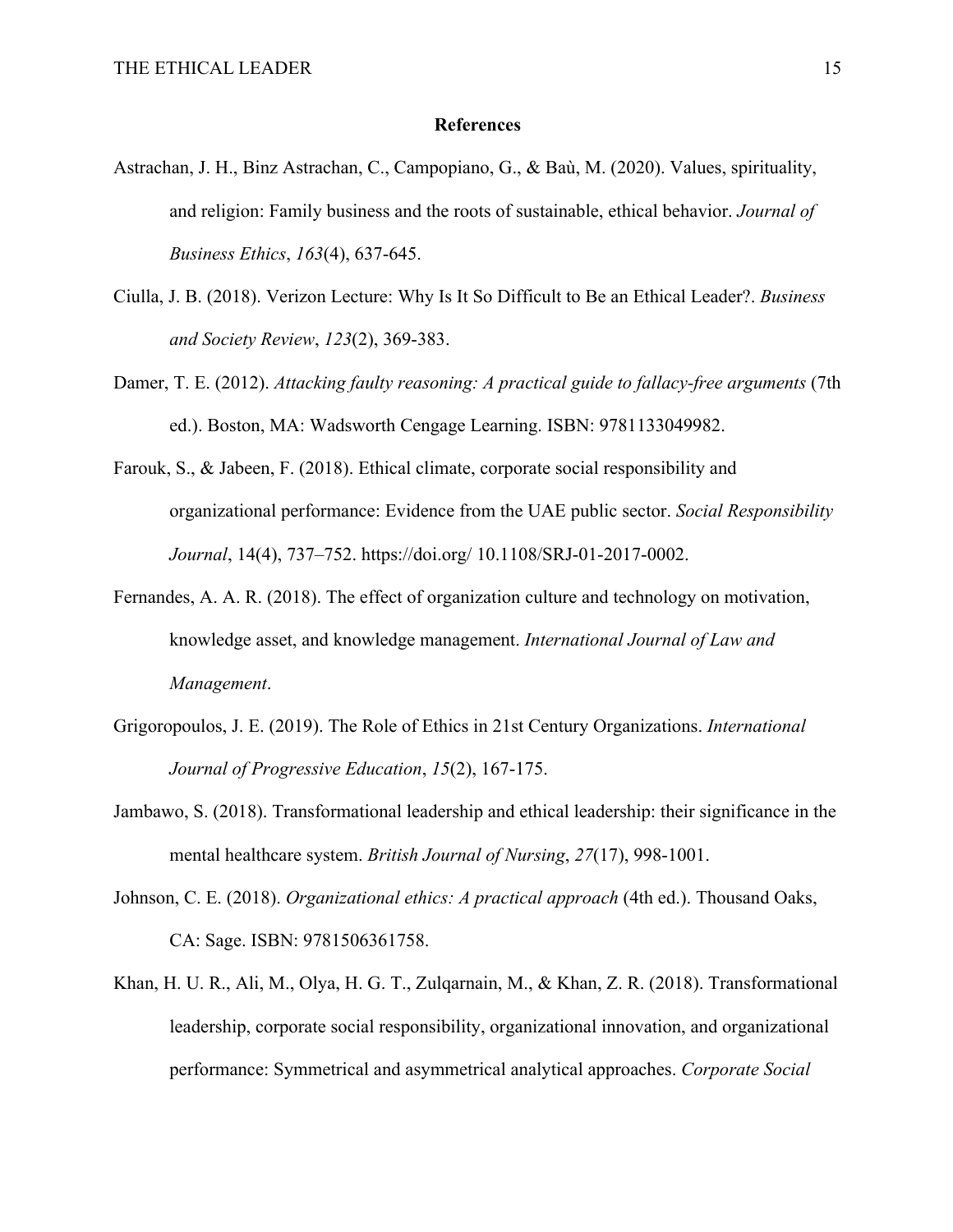# References

Astrachan, J. H., Binz Astrachan, C., Campopiano, G., & Baù, M. (2020). Values, spirituality, and religion: Family business and the roots of sustainable, ethical behavior. *Journal of Business Ethics*, *163*(4), 637-645.

Ciulla, J. B. (2018). Verizon Lecture: Why Is It So Difficult to Be an Ethical Leader?. *Business and Society Review*, *123*(2), 369-383.

Damer, T. E. (2012). *Attacking faulty reasoning: A practical guide to fallacy-free arguments* (7th ed.). Boston, MA: Wadsworth Cengage Learning. ISBN: 9781133049982.

Farouk, S., & Jabeen, F. (2018). Ethical climate, corporate social responsibility and organizational performance: Evidence from the UAE public sector. *Social Responsibility Journal*, 14(4), 737–752. https://doi.org/ 10.1108/SRJ-01-2017-0002.

Fernandes, A. A. R. (2018). The effect of organization culture and technology on motivation, knowledge asset, and knowledge management. *International Journal of Law and Management*.

Grigoropoulos, J. E. (2019). The Role of Ethics in 21st Century Organizations. *International Journal of Progressive Education*, *15*(2), 167-175.

Jambawo, S. (2018). Transformational leadership and ethical leadership: their significance in the mental healthcare system. *British Journal of Nursing*, *27*(17), 998-1001.

Johnson, C. E. (2018). *Organizational ethics: A practical approach* (4th ed.). Thousand Oaks, CA: Sage. ISBN: 9781506361758.

Khan, H. U. R., Ali, M., Olya, H. G. T., Zulqarnain, M., & Khan, Z. R. (2018). Transformational leadership, corporate social responsibility, organizational innovation, and organizational performance: Symmetrical and asymmetrical analytical approaches. *Corporate Social*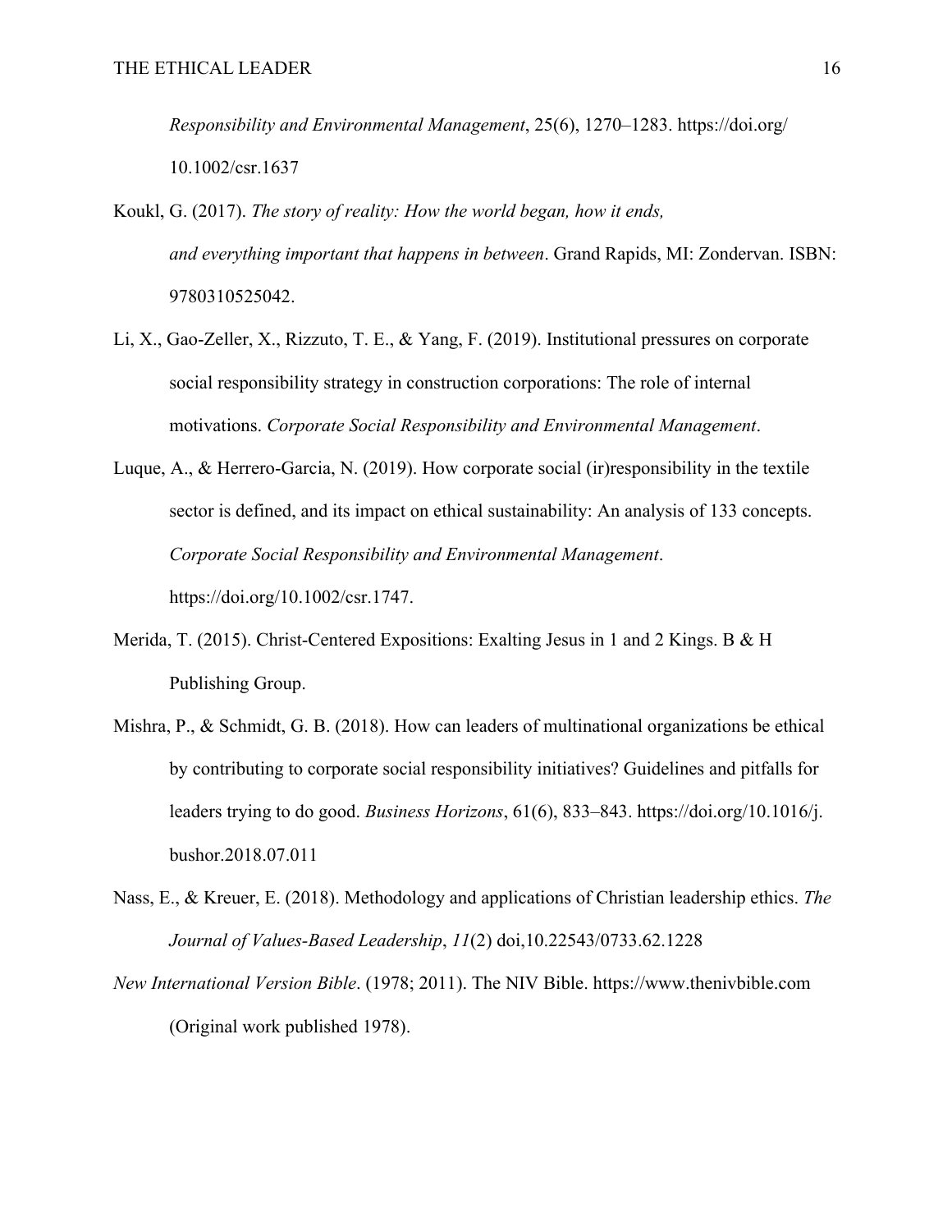*Responsibility and Environmental Management*, 25(6), 1270–1283. https://doi.org/10.1002/csr.1637

Koukl, G. (2017). *The story of reality: How the world began, how it ends, and everything important that happens in between*. Grand Rapids, MI: Zondervan. ISBN: 9780310525042.

Li, X., Gao-Zeller, X., Rizzuto, T. E., & Yang, F. (2019). Institutional pressures on corporate social responsibility strategy in construction corporations: The role of internal motivations. *Corporate Social Responsibility and Environmental Management*.

Luque, A., & Herrero-Garcia, N. (2019). How corporate social (ir)responsibility in the textile sector is defined, and its impact on ethical sustainability: An analysis of 133 concepts. *Corporate Social Responsibility and Environmental Management*. https://doi.org/10.1002/csr.1747.

Merida, T. (2015). Christ-Centered Expositions: Exalting Jesus in 1 and 2 Kings. B & H Publishing Group.

Mishra, P., & Schmidt, G. B. (2018). How can leaders of multinational organizations be ethical by contributing to corporate social responsibility initiatives? Guidelines and pitfalls for leaders trying to do good. *Business Horizons*, 61(6), 833–843. https://doi.org/10.1016/j.bushor.2018.07.011

Nass, E., & Kreuer, E. (2018). Methodology and applications of Christian leadership ethics. *The Journal of Values-Based Leadership*, *11*(2) doi,10.22543/0733.62.1228

*New International Version Bible*. (1978; 2011). The NIV Bible. https://www.thenivbible.com (Original work published 1978).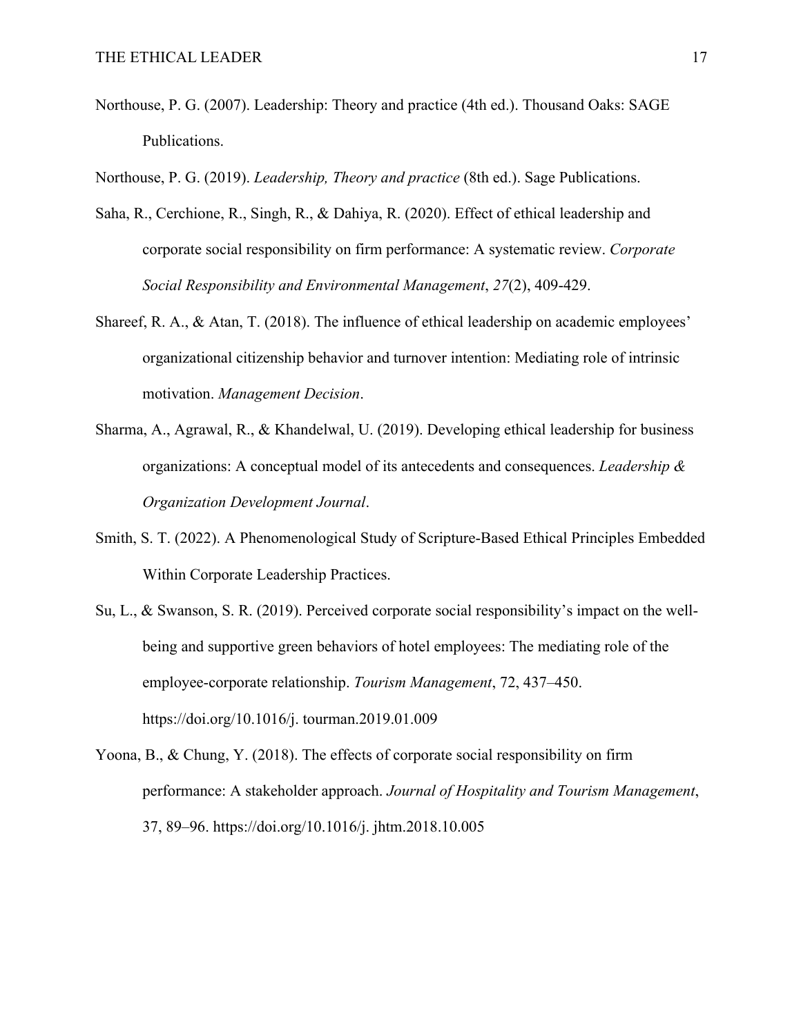Northouse, P. G. (2007). Leadership: Theory and practice (4th ed.). Thousand Oaks: SAGE Publications.

Northouse, P. G. (2019). *Leadership, Theory and practice* (8th ed.). Sage Publications.

Saha, R., Cerchione, R., Singh, R., & Dahiya, R. (2020). Effect of ethical leadership and corporate social responsibility on firm performance: A systematic review. *Corporate Social Responsibility and Environmental Management*, *27*(2), 409-429.

Shareef, R. A., & Atan, T. (2018). The influence of ethical leadership on academic employees' organizational citizenship behavior and turnover intention: Mediating role of intrinsic motivation. *Management Decision*.

Sharma, A., Agrawal, R., & Khandelwal, U. (2019). Developing ethical leadership for business organizations: A conceptual model of its antecedents and consequences. *Leadership & Organization Development Journal*.

Smith, S. T. (2022). A Phenomenological Study of Scripture-Based Ethical Principles Embedded Within Corporate Leadership Practices.

Su, L., & Swanson, S. R. (2019). Perceived corporate social responsibility's impact on the well-being and supportive green behaviors of hotel employees: The mediating role of the employee-corporate relationship. *Tourism Management*, 72, 437–450. https://doi.org/10.1016/j. tourman.2019.01.009

Yoona, B., & Chung, Y. (2018). The effects of corporate social responsibility on firm performance: A stakeholder approach. *Journal of Hospitality and Tourism Management*, 37, 89–96. https://doi.org/10.1016/j. jhtm.2018.10.005